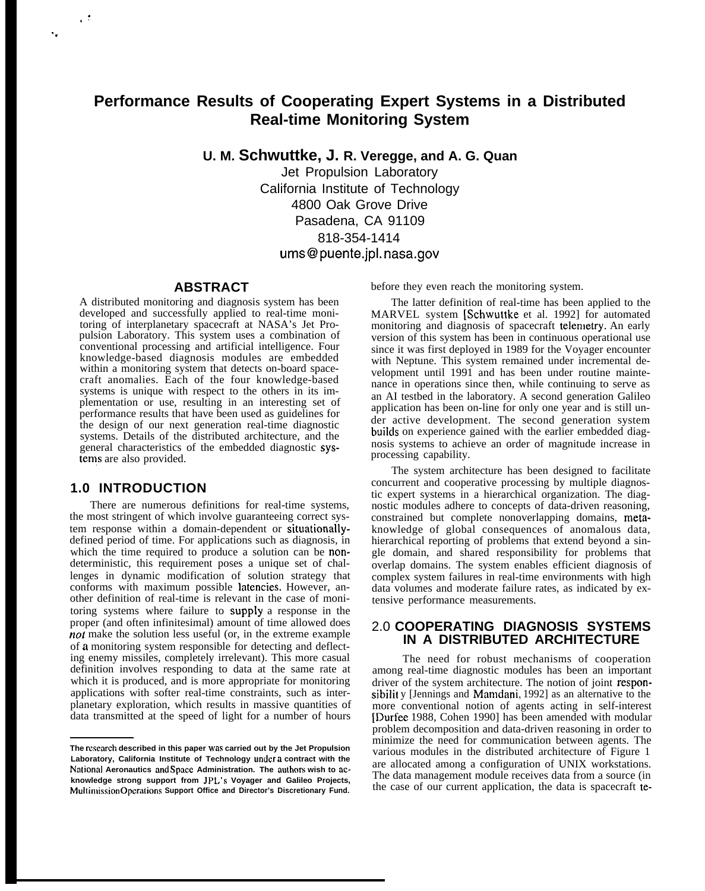# Performance Results of Cooperating Expert Systems in a Distributed Real-time Monitoring System

**U. M. Schwuttke, J. R. Veregge, and A. G. Quan**

Jet Propulsion Laboratory
California Institute of Technology
4800 Oak Grove Drive
Pasadena, CA 91109
818-354-1414
ums@puente.jpl.nasa.gov

## ABSTRACT

A distributed monitoring and diagnosis system has been developed and successfully applied to real-time monitoring of interplanetary spacecraft at NASA's Jet Propulsion Laboratory. This system uses a combination of conventional processing and artificial intelligence. Four knowledge-based diagnosis modules are embedded within a monitoring system that detects on-board spacecraft anomalies. Each of the four knowledge-based systems is unique with respect to the others in its implementation or use, resulting in an interesting set of performance results that have been used as guidelines for the design of our next generation real-time diagnostic systems. Details of the distributed architecture, and the general characteristics of the embedded diagnostic systems are also provided.

## 1.0 INTRODUCTION

There are numerous definitions for real-time systems, the most stringent of which involve guaranteeing correct system response within a domain-dependent or situationally-defined period of time. For applications such as diagnosis, in which the time required to produce a solution can be non-deterministic, this requirement poses a unique set of challenges in dynamic modification of solution strategy that conforms with maximum possible latencies. However, another definition of real-time is relevant in the case of monitoring systems where failure to supply a response in the proper (and often infinitesimal) amount of time allowed does *not* make the solution less useful (or, in the extreme example of a monitoring system responsible for detecting and deflecting enemy missiles, completely irrelevant). This more casual definition involves responding to data at the same rate at which it is produced, and is more appropriate for monitoring applications with softer real-time constraints, such as interplanetary exploration, which results in massive quantities of data transmitted at the speed of light for a number of hours before they even reach the monitoring system.

The latter definition of real-time has been applied to the MARVEL system [Schwuttke et al. 1992] for automated monitoring and diagnosis of spacecraft telemetry. An early version of this system has been in continuous operational use since it was first deployed in 1989 for the Voyager encounter with Neptune. This system remained under incremental development until 1991 and has been under routine maintenance in operations since then, while continuing to serve as an AI testbed in the laboratory. A second generation Galileo application has been on-line for only one year and is still under active development. The second generation system builds on experience gained with the earlier embedded diagnosis systems to achieve an order of magnitude increase in processing capability.

The system architecture has been designed to facilitate concurrent and cooperative processing by multiple diagnostic expert systems in a hierarchical organization. The diagnostic modules adhere to concepts of data-driven reasoning, constrained but complete nonoverlapping domains, meta-knowledge of global consequences of anomalous data, hierarchical reporting of problems that extend beyond a single domain, and shared responsibility for problems that overlap domains. The system enables efficient diagnosis of complex system failures in real-time environments with high data volumes and moderate failure rates, as indicated by extensive performance measurements.

## 2.0 COOPERATING DIAGNOSIS SYSTEMS IN A DISTRIBUTED ARCHITECTURE

The need for robust mechanisms of cooperation among real-time diagnostic modules has been an important driver of the system architecture. The notion of joint responsibility [Jennings and Mamdani, 1992] as an alternative to the more conventional notion of agents acting in self-interest [Durfee 1988, Cohen 1990] has been amended with modular problem decomposition and data-driven reasoning in order to minimize the need for communication between agents. The various modules in the distributed architecture of Figure 1 are allocated among a configuration of UNIX workstations. The data management module receives data from a source (in the case of our current application, the data is spacecraft te-

---

**The research described in this paper was carried out by the Jet Propulsion Laboratory, California Institute of Technology under a contract with the National Aeronautics and Space Administration. The authors wish to acknowledge strong support from JPL's Voyager and Galileo Projects, Multimission Operations Support Office and Director's Discretionary Fund.**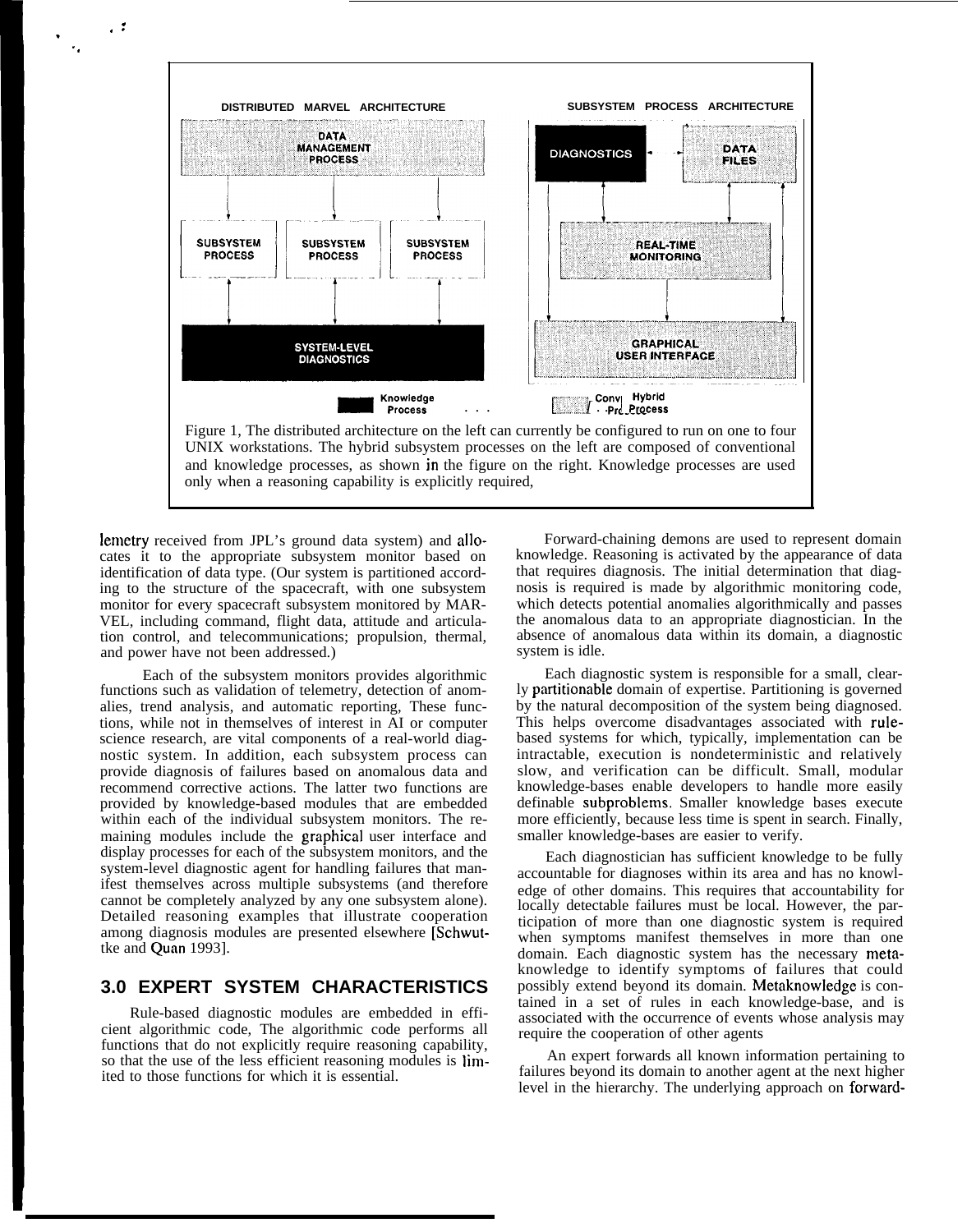DISTRIBUTED MARVEL ARCHITECTURE

SUBSYSTEM PROCESS ARCHITECTURE

DATA MANAGEMENT PROCESS

SUBSYSTEM PROCESS

SUBSYSTEM PROCESS

SUBSYSTEM PROCESS

SYSTEM-LEVEL DIAGNOSTICS

DIAGNOSTICS

DATA FILES

REAL-TIME MONITORING

GRAPHICAL USER INTERFACE

Knowledge Process

Conv Process

Hybrid Process

Figure 1, The distributed architecture on the left can currently be configured to run on one to four UNIX workstations. The hybrid subsystem processes on the left are composed of conventional and knowledge processes, as shown in the figure on the right. Knowledge processes are used only when a reasoning capability is explicitly required,

lemetry received from JPL's ground data system) and allocates it to the appropriate subsystem monitor based on identification of data type. (Our system is partitioned according to the structure of the spacecraft, with one subsystem monitor for every spacecraft subsystem monitored by MARVEL, including command, flight data, attitude and articulation control, and telecommunications; propulsion, thermal, and power have not been addressed.)

Each of the subsystem monitors provides algorithmic functions such as validation of telemetry, detection of anomalies, trend analysis, and automatic reporting, These functions, while not in themselves of interest in AI or computer science research, are vital components of a real-world diagnostic system. In addition, each subsystem process can provide diagnosis of failures based on anomalous data and recommend corrective actions. The latter two functions are provided by knowledge-based modules that are embedded within each of the individual subsystem monitors. The remaining modules include the graphical user interface and display processes for each of the subsystem monitors, and the system-level diagnostic agent for handling failures that manifest themselves across multiple subsystems (and therefore cannot be completely analyzed by any one subsystem alone). Detailed reasoning examples that illustrate cooperation among diagnosis modules are presented elsewhere [Schwuttke and Quan 1993].

## 3.0 EXPERT SYSTEM CHARACTERISTICS

Rule-based diagnostic modules are embedded in efficient algorithmic code, The algorithmic code performs all functions that do not explicitly require reasoning capability, so that the use of the less efficient reasoning modules is limited to those functions for which it is essential.

Forward-chaining demons are used to represent domain knowledge. Reasoning is activated by the appearance of data that requires diagnosis. The initial determination that diagnosis is required is made by algorithmic monitoring code, which detects potential anomalies algorithmically and passes the anomalous data to an appropriate diagnostician. In the absence of anomalous data within its domain, a diagnostic system is idle.

Each diagnostic system is responsible for a small, clearly partitionable domain of expertise. Partitioning is governed by the natural decomposition of the system being diagnosed. This helps overcome disadvantages associated with rule-based systems for which, typically, implementation can be intractable, execution is nondeterministic and relatively slow, and verification can be difficult. Small, modular knowledge-bases enable developers to handle more easily definable subproblems. Smaller knowledge bases execute more efficiently, because less time is spent in search. Finally, smaller knowledge-bases are easier to verify.

Each diagnostician has sufficient knowledge to be fully accountable for diagnoses within its area and has no knowledge of other domains. This requires that accountability for locally detectable failures must be local. However, the participation of more than one diagnostic system is required when symptoms manifest themselves in more than one domain. Each diagnostic system has the necessary meta-knowledge to identify symptoms of failures that could possibly extend beyond its domain. Metaknowledge is contained in a set of rules in each knowledge-base, and is associated with the occurrence of events whose analysis may require the cooperation of other agents

An expert forwards all known information pertaining to failures beyond its domain to another agent at the next higher level in the hierarchy. The underlying approach on forward-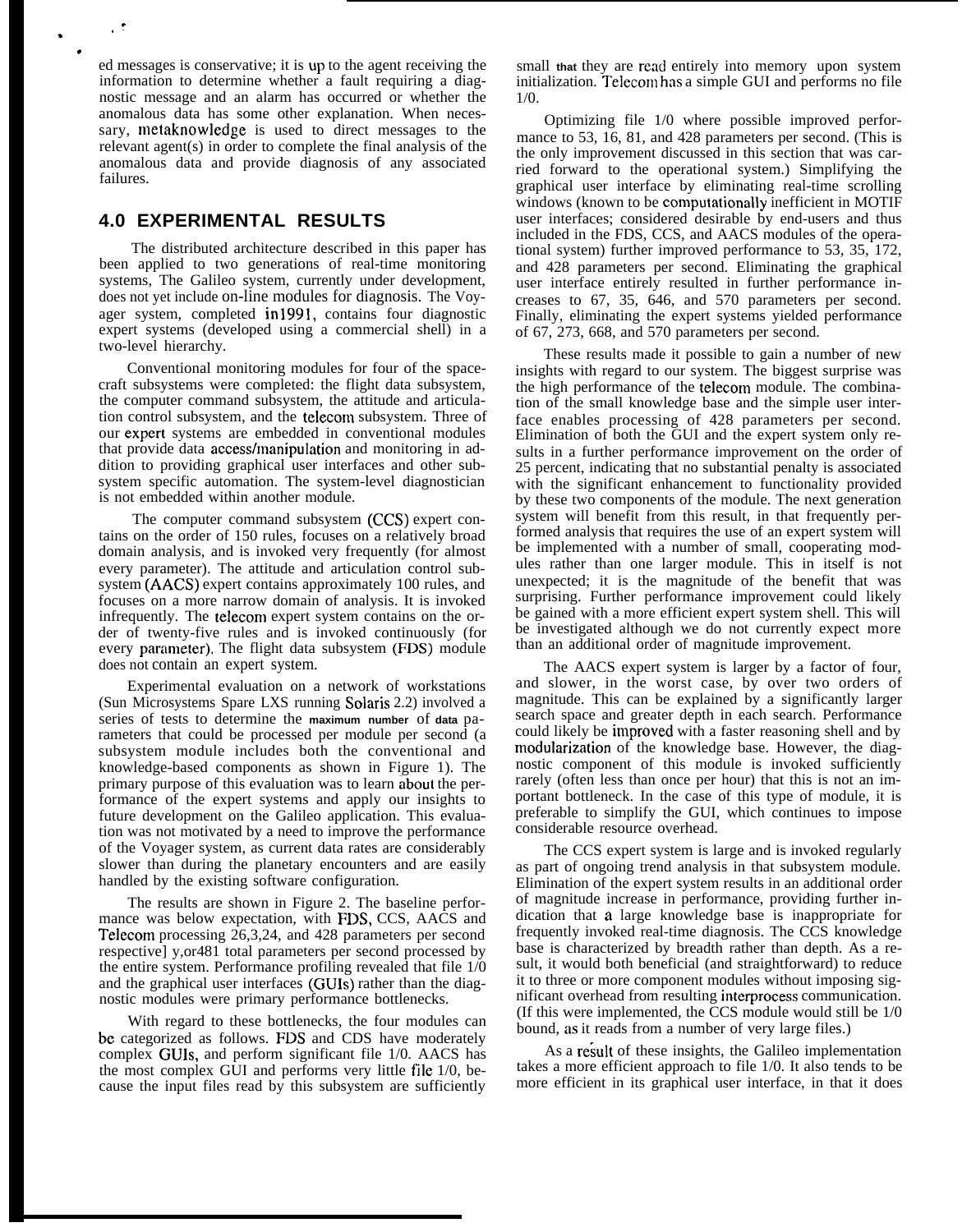ed messages is conservative; it is up to the agent receiving the information to determine whether a fault requiring a diagnostic message and an alarm has occurred or whether the anomalous data has some other explanation. When necessary, metaknowledge is used to direct messages to the relevant agent(s) in order to complete the final analysis of the anomalous data and provide diagnosis of any associated failures.

## 4.0 EXPERIMENTAL RESULTS

The distributed architecture described in this paper has been applied to two generations of real-time monitoring systems, The Galileo system, currently under development, does not yet include on-line modules for diagnosis. The Voyager system, completed in1991, contains four diagnostic expert systems (developed using a commercial shell) in a two-level hierarchy.

Conventional monitoring modules for four of the spacecraft subsystems were completed: the flight data subsystem, the computer command subsystem, the attitude and articulation control subsystem, and the telecom subsystem. Three of our expert systems are embedded in conventional modules that provide data access/manipulation and monitoring in addition to providing graphical user interfaces and other subsystem specific automation. The system-level diagnostician is not embedded within another module.

The computer command subsystem (CCS) expert contains on the order of 150 rules, focuses on a relatively broad domain analysis, and is invoked very frequently (for almost every parameter). The attitude and articulation control subsystem (AACS) expert contains approximately 100 rules, and focuses on a more narrow domain of analysis. It is invoked infrequently. The telecom expert system contains on the order of twenty-five rules and is invoked continuously (for every parameter). The flight data subsystem (FDS) module does not contain an expert system.

Experimental evaluation on a network of workstations (Sun Microsystems Spare LXS running Solaris 2.2) involved a series of tests to determine the maximum number of data parameters that could be processed per module per second (a subsystem module includes both the conventional and knowledge-based components as shown in Figure 1). The primary purpose of this evaluation was to learn about the performance of the expert systems and apply our insights to future development on the Galileo application. This evaluation was not motivated by a need to improve the performance of the Voyager system, as current data rates are considerably slower than during the planetary encounters and are easily handled by the existing software configuration.

The results are shown in Figure 2. The baseline performance was below expectation, with FDS, CCS, AACS and Telecom processing 26,3,24, and 428 parameters per second respective] y,or481 total parameters per second processed by the entire system. Performance profiling revealed that file 1/0 and the graphical user interfaces (GUIs) rather than the diagnostic modules were primary performance bottlenecks.

With regard to these bottlenecks, the four modules can be categorized as follows. FDS and CDS have moderately complex GUIs, and perform significant file 1/0. AACS has the most complex GUI and performs very little file 1/0, because the input files read by this subsystem are sufficiently small that they are read entirely into memory upon system initialization. Telecom has a simple GUI and performs no file 1/0.

Optimizing file 1/0 where possible improved performance to 53, 16, 81, and 428 parameters per second. (This is the only improvement discussed in this section that was carried forward to the operational system.) Simplifying the graphical user interface by eliminating real-time scrolling windows (known to be computationally inefficient in MOTIF user interfaces; considered desirable by end-users and thus included in the FDS, CCS, and AACS modules of the operational system) further improved performance to 53, 35, 172, and 428 parameters per second. Eliminating the graphical user interface entirely resulted in further performance increases to 67, 35, 646, and 570 parameters per second. Finally, eliminating the expert systems yielded performance of 67, 273, 668, and 570 parameters per second.

These results made it possible to gain a number of new insights with regard to our system. The biggest surprise was the high performance of the telecom module. The combination of the small knowledge base and the simple user interface enables processing of 428 parameters per second. Elimination of both the GUI and the expert system only results in a further performance improvement on the order of 25 percent, indicating that no substantial penalty is associated with the significant enhancement to functionality provided by these two components of the module. The next generation system will benefit from this result, in that frequently performed analysis that requires the use of an expert system will be implemented with a number of small, cooperating modules rather than one larger module. This in itself is not unexpected; it is the magnitude of the benefit that was surprising. Further performance improvement could likely be gained with a more efficient expert system shell. This will be investigated although we do not currently expect more than an additional order of magnitude improvement.

The AACS expert system is larger by a factor of four, and slower, in the worst case, by over two orders of magnitude. This can be explained by a significantly larger search space and greater depth in each search. Performance could likely be improved with a faster reasoning shell and by modularization of the knowledge base. However, the diagnostic component of this module is invoked sufficiently rarely (often less than once per hour) that this is not an important bottleneck. In the case of this type of module, it is preferable to simplify the GUI, which continues to impose considerable resource overhead.

The CCS expert system is large and is invoked regularly as part of ongoing trend analysis in that subsystem module. Elimination of the expert system results in an additional order of magnitude increase in performance, providing further indication that a large knowledge base is inappropriate for frequently invoked real-time diagnosis. The CCS knowledge base is characterized by breadth rather than depth. As a result, it would both beneficial (and straightforward) to reduce it to three or more component modules without imposing significant overhead from resulting interprocess communication. (If this were implemented, the CCS module would still be 1/0 bound, as it reads from a number of very large files.)

As a result of these insights, the Galileo implementation takes a more efficient approach to file 1/0. It also tends to be more efficient in its graphical user interface, in that it does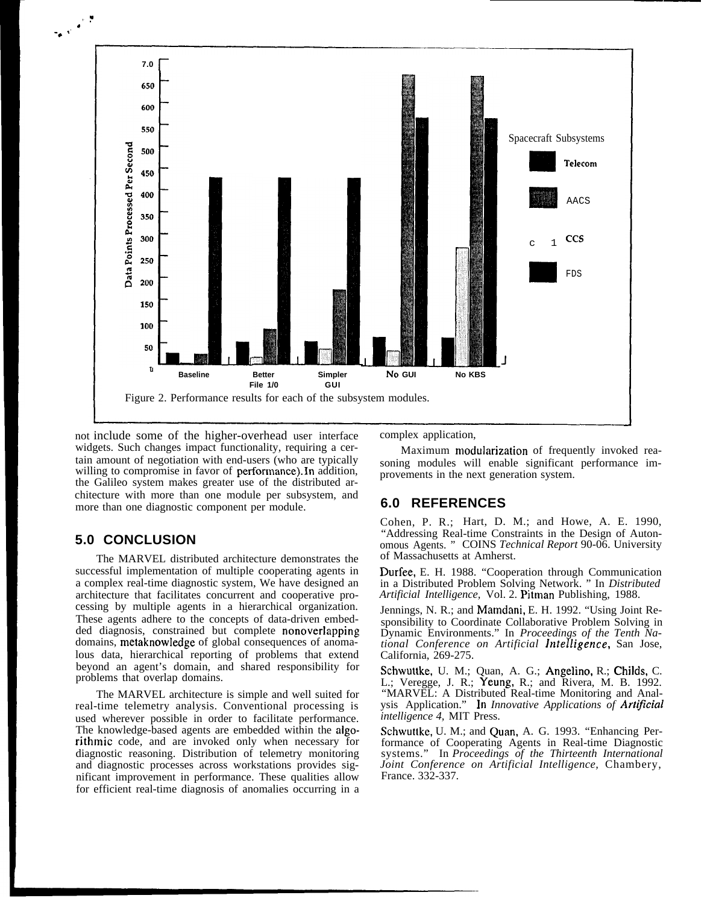7.0
650
600
550
500
450
400
350
300
250
200
150
100
50
u

Data Points Processed Per Second

Baseline
Better File 1/0
Simpler GUI
No GUI
No KBS

Spacecraft Subsystems
Telecom
AACS
CCS
FDS

Figure 2. Performance results for each of the subsystem modules.

not include some of the higher-overhead user interface widgets. Such changes impact functionality, requiring a certain amount of negotiation with end-users (who are typically willing to compromise in favor of performance). In addition, the Galileo system makes greater use of the distributed architecture with more than one module per subsystem, and more than one diagnostic component per module.

## 5.0 CONCLUSION

The MARVEL distributed architecture demonstrates the successful implementation of multiple cooperating agents in a complex real-time diagnostic system, We have designed an architecture that facilitates concurrent and cooperative processing by multiple agents in a hierarchical organization. These agents adhere to the concepts of data-driven embedded diagnosis, constrained but complete nonoverlapping domains, metaknowledge of global consequences of anomalous data, hierarchical reporting of problems that extend beyond an agent's domain, and shared responsibility for problems that overlap domains.

The MARVEL architecture is simple and well suited for real-time telemetry analysis. Conventional processing is used wherever possible in order to facilitate performance. The knowledge-based agents are embedded within the algorithmic code, and are invoked only when necessary for diagnostic reasoning. Distribution of telemetry monitoring and diagnostic processes across workstations provides significant improvement in performance. These qualities allow for efficient real-time diagnosis of anomalies occurring in a complex application,

Maximum modularization of frequently invoked reasoning modules will enable significant performance improvements in the next generation system.

## 6.0 REFERENCES

Cohen, P. R.; Hart, D. M.; and Howe, A. E. 1990, "Addressing Real-time Constraints in the Design of Autonomous Agents. " COINS *Technical Report* 90-06. University of Massachusetts at Amherst.

Durfee, E. H. 1988. "Cooperation through Communication in a Distributed Problem Solving Network. " In *Distributed Artificial Intelligence,* Vol. 2. Pitman Publishing, 1988.

Jennings, N. R.; and Mamdani, E. H. 1992. "Using Joint Responsibility to Coordinate Collaborative Problem Solving in Dynamic Environments." In *Proceedings of the Tenth National Conference on Artificial Intelligence*, San Jose, California, 269-275.

Schwuttke, U. M.; Quan, A. G.; Angelino, R.; Childs, C. L.; Veregge, J. R.; Yeung, R.; and Rivera, M. B. 1992. "MARVEL: A Distributed Real-time Monitoring and Analysis Application." In *Innovative Applications of Artificial intelligence 4,* MIT Press.

Schwuttke, U. M.; and Quan, A. G. 1993. "Enhancing Performance of Cooperating Agents in Real-time Diagnostic systems." In *Proceedings of the Thirteenth International Joint Conference on Artificial Intelligence,* Chambery, France. 332-337.